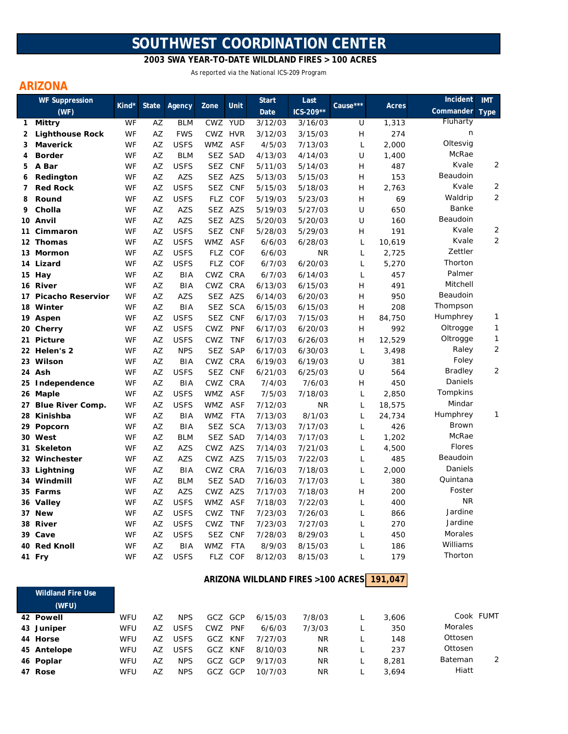# SOUTHWEST COORDINATION CENTER

**2003 SWA YEAR-TO-DATE WILDLAND FIRES > 100 ACRES**

As reported via the National ICS-209 Program

## ARIZONA

| | WF Suppression (WF) | Kind* | State | Agency | Zone | Unit | Start Date | Last ICS-209** | Cause*** | Acres | Incident Commander | IMT Type |
|---|---|---|---|---|---|---|---|---|---|---|---|---|
| 1 | Mittry | WF | AZ | BLM | CWZ | YUD | 3/12/03 | 3/16/03 | U | 1,313 | Fluharty | |
| 2 | Lighthouse Rock | WF | AZ | FWS | CWZ | HVR | 3/12/03 | 3/15/03 | H | 274 | n | |
| 3 | Maverick | WF | AZ | USFS | WMZ | ASF | 4/5/03 | 7/13/03 | L | 2,000 | Oltesvig | |
| 4 | Border | WF | AZ | BLM | SEZ | SAD | 4/13/03 | 4/14/03 | U | 1,400 | McRae | |
| 5 | A Bar | WF | AZ | USFS | SEZ | CNF | 5/11/03 | 5/14/03 | H | 487 | Kvale | 2 |
| 6 | Redington | WF | AZ | AZS | SEZ | AZS | 5/13/03 | 5/15/03 | H | 153 | Beaudoin | |
| 7 | Red Rock | WF | AZ | USFS | SEZ | CNF | 5/15/03 | 5/18/03 | H | 2,763 | Kvale | 2 |
| 8 | Round | WF | AZ | USFS | FLZ | COF | 5/19/03 | 5/23/03 | H | 69 | Waldrip | 2 |
| 9 | Cholla | WF | AZ | AZS | SEZ | AZS | 5/19/03 | 5/27/03 | U | 650 | Banke | |
| 10 | Anvil | WF | AZ | AZS | SEZ | AZS | 5/20/03 | 5/20/03 | U | 160 | Beaudoin | |
| 11 | Cimmaron | WF | AZ | USFS | SEZ | CNF | 5/28/03 | 5/29/03 | H | 191 | Kvale | 2 |
| 12 | Thomas | WF | AZ | USFS | WMZ | ASF | 6/6/03 | 6/28/03 | L | 10,619 | Kvale | 2 |
| 13 | Mormon | WF | AZ | USFS | FLZ | COF | 6/6/03 | NR | L | 2,725 | Zettler | |
| 14 | Lizard | WF | AZ | USFS | FLZ | COF | 6/7/03 | 6/20/03 | L | 5,270 | Thorton | |
| 15 | Hay | WF | AZ | BIA | CWZ | CRA | 6/7/03 | 6/14/03 | L | 457 | Palmer | |
| 16 | River | WF | AZ | BIA | CWZ | CRA | 6/13/03 | 6/15/03 | H | 491 | Mitchell | |
| 17 | Picacho Reservior | WF | AZ | AZS | SEZ | AZS | 6/14/03 | 6/20/03 | H | 950 | Beaudoin | |
| 18 | Winter | WF | AZ | BIA | SEZ | SCA | 6/15/03 | 6/15/03 | H | 208 | Thompson | |
| 19 | Aspen | WF | AZ | USFS | SEZ | CNF | 6/17/03 | 7/15/03 | H | 84,750 | Humphrey | 1 |
| 20 | Cherry | WF | AZ | USFS | CWZ | PNF | 6/17/03 | 6/20/03 | H | 992 | Oltrogge | 1 |
| 21 | Picture | WF | AZ | USFS | CWZ | TNF | 6/17/03 | 6/26/03 | H | 12,529 | Oltrogge | 1 |
| 22 | Helen's 2 | WF | AZ | NPS | SEZ | SAP | 6/17/03 | 6/30/03 | L | 3,498 | Raley | 2 |
| 23 | Wilson | WF | AZ | BIA | CWZ | CRA | 6/19/03 | 6/19/03 | U | 381 | Foley | |
| 24 | Ash | WF | AZ | USFS | SEZ | CNF | 6/21/03 | 6/25/03 | U | 564 | Bradley | 2 |
| 25 | Independence | WF | AZ | BIA | CWZ | CRA | 7/4/03 | 7/6/03 | H | 450 | Daniels | |
| 26 | Maple | WF | AZ | USFS | WMZ | ASF | 7/5/03 | 7/18/03 | L | 2,850 | Tompkins | |
| 27 | Blue River Comp. | WF | AZ | USFS | WMZ | ASF | 7/12/03 | NR | L | 18,575 | Mindar | |
| 28 | Kinishba | WF | AZ | BIA | WMZ | FTA | 7/13/03 | 8/1/03 | L | 24,734 | Humphrey | 1 |
| 29 | Popcorn | WF | AZ | BIA | SEZ | SCA | 7/13/03 | 7/17/03 | L | 426 | Brown | |
| 30 | West | WF | AZ | BLM | SEZ | SAD | 7/14/03 | 7/17/03 | L | 1,202 | McRae | |
| 31 | Skeleton | WF | AZ | AZS | CWZ | AZS | 7/14/03 | 7/21/03 | L | 4,500 | Flores | |
| 32 | Winchester | WF | AZ | AZS | CWZ | AZS | 7/15/03 | 7/22/03 | L | 485 | Beaudoin | |
| 33 | Lightning | WF | AZ | BIA | CWZ | CRA | 7/16/03 | 7/18/03 | L | 2,000 | Daniels | |
| 34 | Windmill | WF | AZ | BLM | SEZ | SAD | 7/16/03 | 7/17/03 | L | 380 | Quintana | |
| 35 | Farms | WF | AZ | AZS | CWZ | AZS | 7/17/03 | 7/18/03 | H | 200 | Foster | |
| 36 | Valley | WF | AZ | USFS | WMZ | ASF | 7/18/03 | 7/22/03 | L | 400 | NR | |
| 37 | New | WF | AZ | USFS | CWZ | TNF | 7/23/03 | 7/26/03 | L | 866 | Jardine | |
| 38 | River | WF | AZ | USFS | CWZ | TNF | 7/23/03 | 7/27/03 | L | 270 | Jardine | |
| 39 | Cave | WF | AZ | USFS | SEZ | CNF | 7/28/03 | 8/29/03 | L | 450 | Morales | |
| 40 | Red Knoll | WF | AZ | BIA | WMZ | FTA | 8/9/03 | 8/15/03 | L | 186 | Williams | |
| 41 | Fry | WF | AZ | USFS | FLZ | COF | 8/12/03 | 8/15/03 | L | 179 | Thorton | |

**ARIZONA WILDLAND FIRES >100 ACRES: 191,047**

| | Wildland Fire Use (WFU) | Kind* | State | Agency | Zone | Unit | Start Date | Last ICS-209** | Cause*** | Acres | Incident Commander | IMT Type |
|---|---|---|---|---|---|---|---|---|---|---|---|---|
| 42 | Powell | WFU | AZ | NPS | GCZ | GCP | 6/15/03 | 7/8/03 | L | 3,606 | Cook | FUMT |
| 43 | Juniper | WFU | AZ | USFS | CWZ | PNF | 6/6/03 | 7/3/03 | L | 350 | Morales | |
| 44 | Horse | WFU | AZ | USFS | GCZ | KNF | 7/27/03 | NR | L | 148 | Ottosen | |
| 45 | Antelope | WFU | AZ | USFS | GCZ | KNF | 8/10/03 | NR | L | 237 | Ottosen | |
| 46 | Poplar | WFU | AZ | NPS | GCZ | GCP | 9/17/03 | NR | L | 8,281 | Bateman | 2 |
| 47 | Rose | WFU | AZ | NPS | GCZ | GCP | 10/7/03 | NR | L | 3,694 | Hiatt | |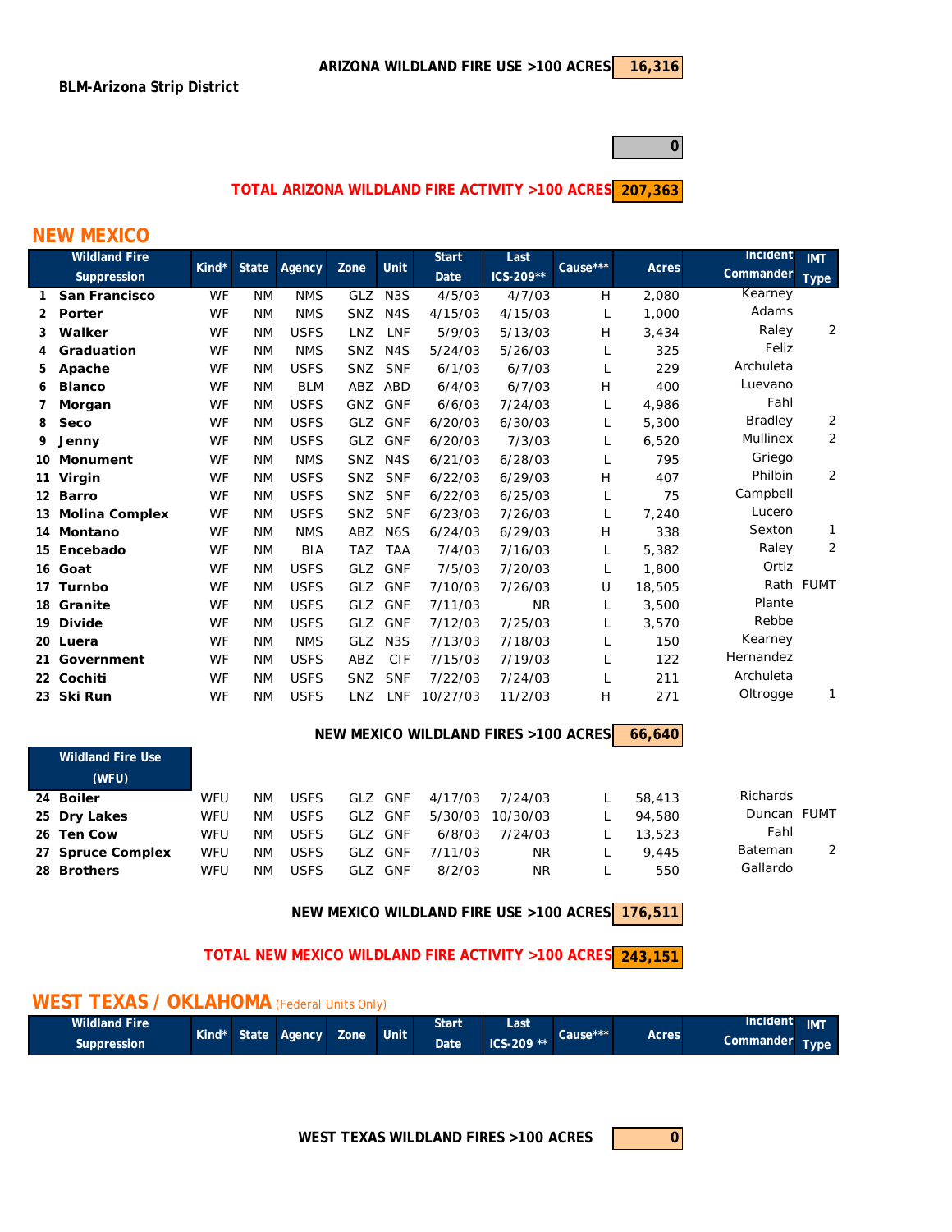**ARIZONA WILDLAND FIRE USE >100 ACRES** **16,316**

**BLM-Arizona Strip District**

**0**

**TOTAL ARIZONA WILDLAND FIRE ACTIVITY >100 ACRES** **207,363**

## NEW MEXICO

| | Wildland Fire Suppression | Kind* | State | Agency | Zone | Unit | Start Date | Last ICS-209** | Cause*** | Acres | Incident Commander | IMT Type |
|---|---|---|---|---|---|---|---|---|---|---|---|---|
| 1 | **San Francisco** | WF | NM | NMS | GLZ | N3S | 4/5/03 | 4/7/03 | H | 2,080 | Kearney | |
| 2 | **Porter** | WF | NM | NMS | SNZ | N4S | 4/15/03 | 4/15/03 | L | 1,000 | Adams | |
| 3 | **Walker** | WF | NM | USFS | LNZ | LNF | 5/9/03 | 5/13/03 | H | 3,434 | Raley | 2 |
| 4 | **Graduation** | WF | NM | NMS | SNZ | N4S | 5/24/03 | 5/26/03 | L | 325 | Feliz | |
| 5 | **Apache** | WF | NM | USFS | SNZ | SNF | 6/1/03 | 6/7/03 | L | 229 | Archuleta | |
| 6 | **Blanco** | WF | NM | BLM | ABZ | ABD | 6/4/03 | 6/7/03 | H | 400 | Luevano | |
| 7 | **Morgan** | WF | NM | USFS | GNZ | GNF | 6/6/03 | 7/24/03 | L | 4,986 | Fahl | |
| 8 | **Seco** | WF | NM | USFS | GLZ | GNF | 6/20/03 | 6/30/03 | L | 5,300 | Bradley | 2 |
| 9 | **Jenny** | WF | NM | USFS | GLZ | GNF | 6/20/03 | 7/3/03 | L | 6,520 | Mullinex | 2 |
| 10 | **Monument** | WF | NM | NMS | SNZ | N4S | 6/21/03 | 6/28/03 | L | 795 | Griego | |
| 11 | **Virgin** | WF | NM | USFS | SNZ | SNF | 6/22/03 | 6/29/03 | H | 407 | Philbin | 2 |
| 12 | **Barro** | WF | NM | USFS | SNZ | SNF | 6/22/03 | 6/25/03 | L | 75 | Campbell | |
| 13 | **Molina Complex** | WF | NM | USFS | SNZ | SNF | 6/23/03 | 7/26/03 | L | 7,240 | Lucero | |
| 14 | **Montano** | WF | NM | NMS | ABZ | N6S | 6/24/03 | 6/29/03 | H | 338 | Sexton | 1 |
| 15 | **Encebado** | WF | NM | BIA | TAZ | TAA | 7/4/03 | 7/16/03 | L | 5,382 | Raley | 2 |
| 16 | **Goat** | WF | NM | USFS | GLZ | GNF | 7/5/03 | 7/20/03 | L | 1,800 | Ortiz | |
| 17 | **Turnbo** | WF | NM | USFS | GLZ | GNF | 7/10/03 | 7/26/03 | U | 18,505 | Rath | FUMT |
| 18 | **Granite** | WF | NM | USFS | GLZ | GNF | 7/11/03 | NR | L | 3,500 | Plante | |
| 19 | **Divide** | WF | NM | USFS | GLZ | GNF | 7/12/03 | 7/25/03 | L | 3,570 | Rebbe | |
| 20 | **Luera** | WF | NM | NMS | GLZ | N3S | 7/13/03 | 7/18/03 | L | 150 | Kearney | |
| 21 | **Government** | WF | NM | USFS | ABZ | CIF | 7/15/03 | 7/19/03 | L | 122 | Hernandez | |
| 22 | **Cochiti** | WF | NM | USFS | SNZ | SNF | 7/22/03 | 7/24/03 | L | 211 | Archuleta | |
| 23 | **Ski Run** | WF | NM | USFS | LNZ | LNF | 10/27/03 | 11/2/03 | H | 271 | Oltrogge | 1 |

**NEW MEXICO WILDLAND FIRES >100 ACRES** **66,640**

| | Wildland Fire Use (WFU) | Kind* | State | Agency | Zone | Unit | Start Date | Last ICS-209** | Cause*** | Acres | Incident Commander | IMT Type |
|---|---|---|---|---|---|---|---|---|---|---|---|---|
| 24 | **Boiler** | WFU | NM | USFS | GLZ | GNF | 4/17/03 | 7/24/03 | L | 58,413 | Richards | |
| 25 | **Dry Lakes** | WFU | NM | USFS | GLZ | GNF | 5/30/03 | 10/30/03 | L | 94,580 | Duncan | FUMT |
| 26 | **Ten Cow** | WFU | NM | USFS | GLZ | GNF | 6/8/03 | 7/24/03 | L | 13,523 | Fahl | |
| 27 | **Spruce Complex** | WFU | NM | USFS | GLZ | GNF | 7/11/03 | NR | L | 9,445 | Bateman | 2 |
| 28 | **Brothers** | WFU | NM | USFS | GLZ | GNF | 8/2/03 | NR | L | 550 | Gallardo | |

**NEW MEXICO WILDLAND FIRE USE >100 ACRES** **176,511**

**TOTAL NEW MEXICO WILDLAND FIRE ACTIVITY >100 ACRES** **243,151**

## WEST TEXAS / OKLAHOMA (Federal Units Only)

| Wildland Fire Suppression | Kind* | State | Agency | Zone | Unit | Start Date | Last ICS-209 ** | Cause*** | Acres | Incident Commander | IMT Type |
|---|---|---|---|---|---|---|---|---|---|---|---|

**WEST TEXAS WILDLAND FIRES >100 ACRES** **0**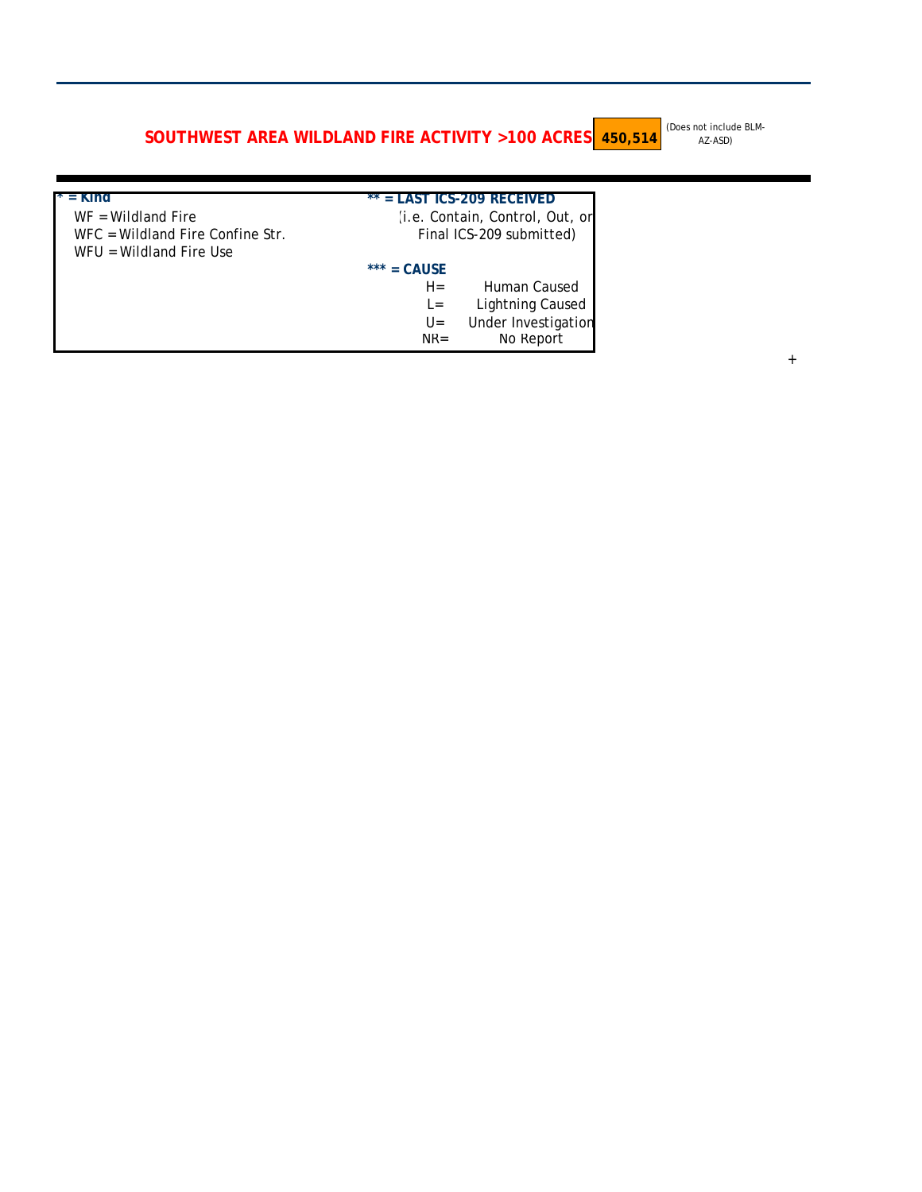## SOUTHWEST AREA WILDLAND FIRE ACTIVITY >100 ACRES **450,514** (Does not include BLM-AZ-ASD)

| | |
|---|---|
| **\* = Kind** | **\*\* = LAST ICS-209 RECEIVED** |
| WF = Wildland Fire | (i.e. Contain, Control, Out, or Final ICS-209 submitted) |
| WFC = Wildland Fire Confine Str. | |
| WFU = Wildland Fire Use | **\*\*\* = CAUSE** |
| | H= Human Caused |
| | L= Lightning Caused |
| | U= Under Investigation |
| | NR= No Report |

+